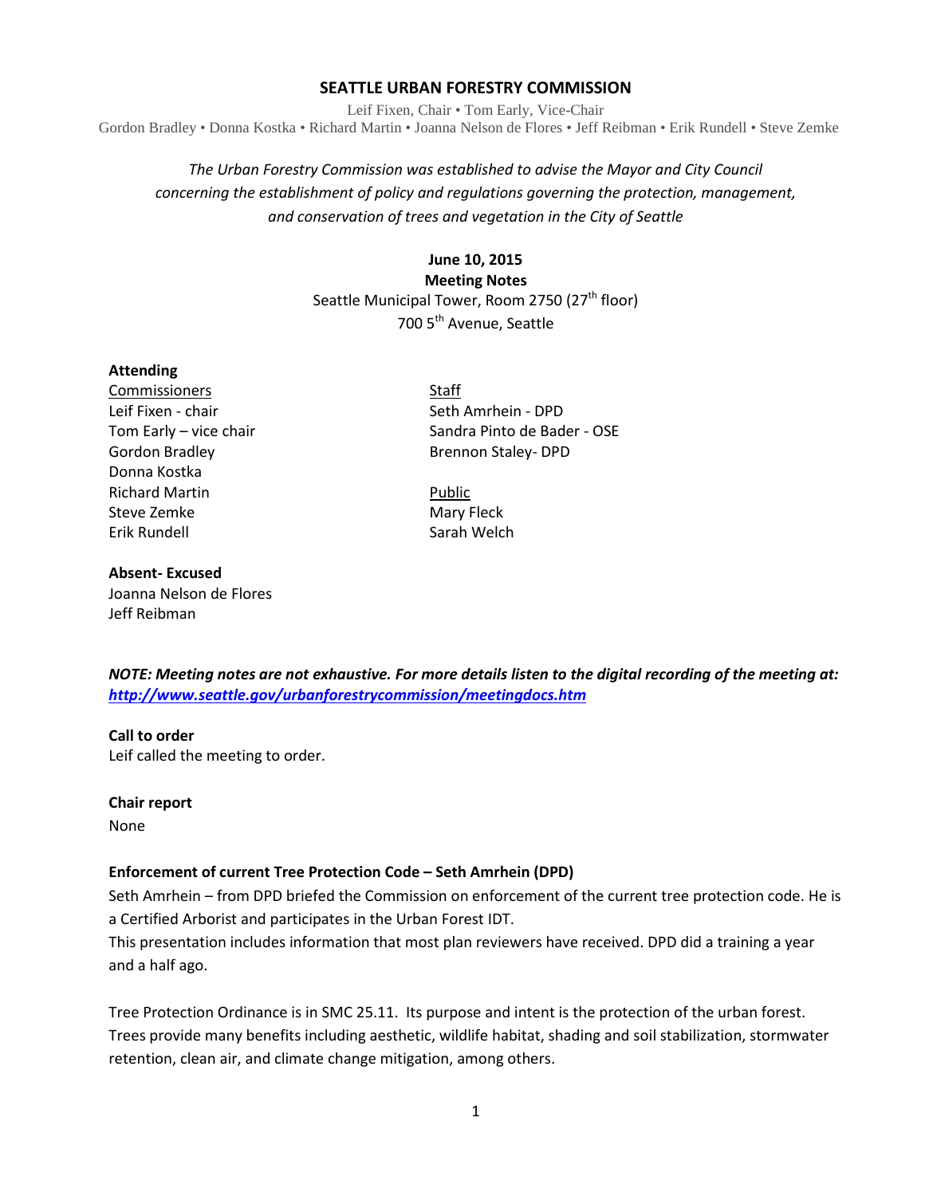# SEATTLE URBAN FORESTRY COMMISSION

Leif Fixen, Chair • Tom Early, Vice-Chair
Gordon Bradley • Donna Kostka • Richard Martin • Joanna Nelson de Flores • Jeff Reibman • Erik Rundell • Steve Zemke

*The Urban Forestry Commission was established to advise the Mayor and City Council concerning the establishment of policy and regulations governing the protection, management, and conservation of trees and vegetation in the City of Seattle*

**June 10, 2015**
**Meeting Notes**
Seattle Municipal Tower, Room 2750 (27th floor)
700 5th Avenue, Seattle

**Attending**

Commissioners
Leif Fixen - chair
Tom Early – vice chair
Gordon Bradley
Donna Kostka
Richard Martin
Steve Zemke
Erik Rundell

Staff
Seth Amrhein - DPD
Sandra Pinto de Bader - OSE
Brennon Staley- DPD

Public
Mary Fleck
Sarah Welch

**Absent- Excused**
Joanna Nelson de Flores
Jeff Reibman

***NOTE: Meeting notes are not exhaustive. For more details listen to the digital recording of the meeting at: http://www.seattle.gov/urbanforestrycommission/meetingdocs.htm***

**Call to order**
Leif called the meeting to order.

**Chair report**
None

**Enforcement of current Tree Protection Code – Seth Amrhein (DPD)**
Seth Amrhein – from DPD briefed the Commission on enforcement of the current tree protection code. He is a Certified Arborist and participates in the Urban Forest IDT.
This presentation includes information that most plan reviewers have received. DPD did a training a year and a half ago.

Tree Protection Ordinance is in SMC 25.11. Its purpose and intent is the protection of the urban forest. Trees provide many benefits including aesthetic, wildlife habitat, shading and soil stabilization, stormwater retention, clean air, and climate change mitigation, among others.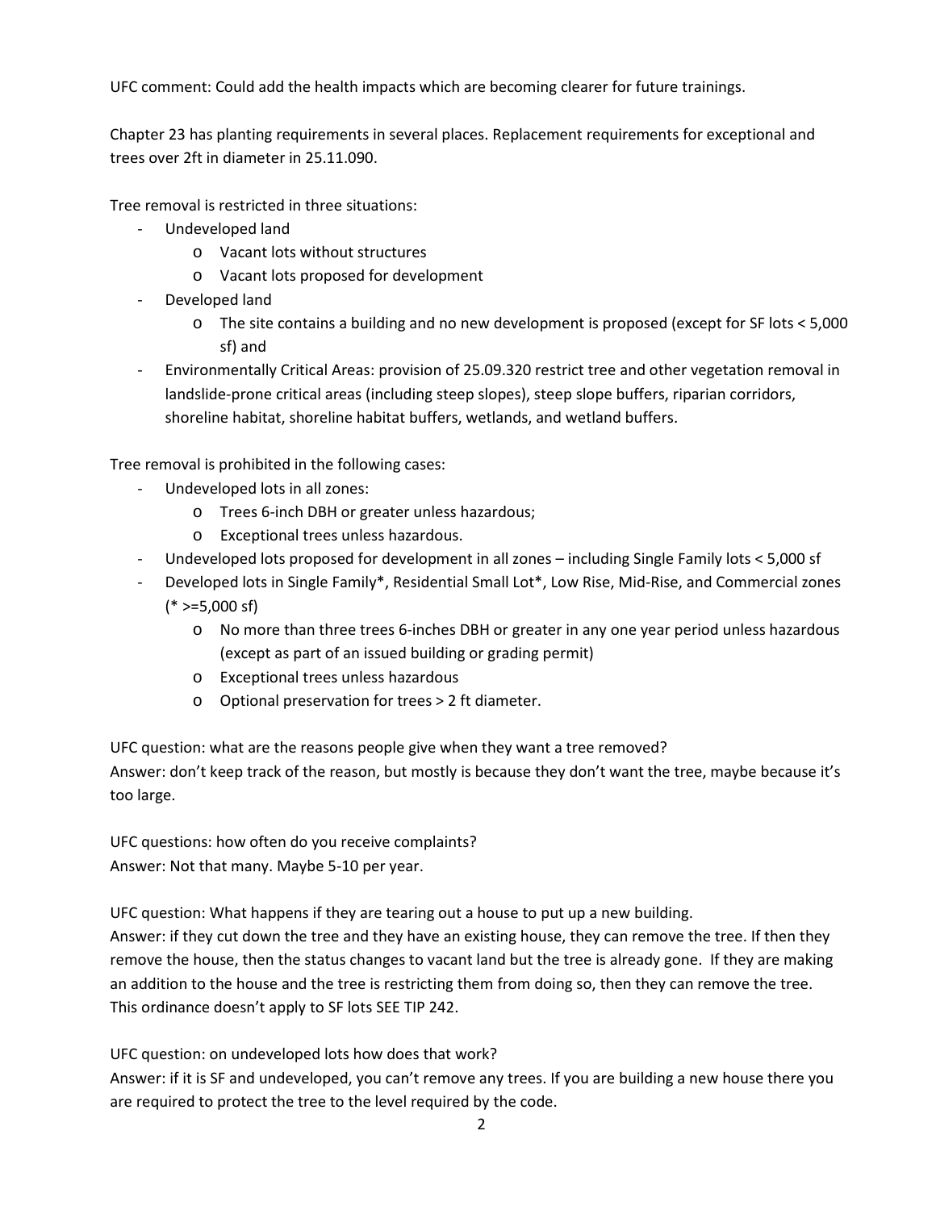UFC comment: Could add the health impacts which are becoming clearer for future trainings.

Chapter 23 has planting requirements in several places. Replacement requirements for exceptional and trees over 2ft in diameter in 25.11.090.

Tree removal is restricted in three situations:

- Undeveloped land
  - Vacant lots without structures
  - Vacant lots proposed for development
- Developed land
  - The site contains a building and no new development is proposed (except for SF lots < 5,000 sf) and
- Environmentally Critical Areas: provision of 25.09.320 restrict tree and other vegetation removal in landslide-prone critical areas (including steep slopes), steep slope buffers, riparian corridors, shoreline habitat, shoreline habitat buffers, wetlands, and wetland buffers.

Tree removal is prohibited in the following cases:

- Undeveloped lots in all zones:
  - Trees 6-inch DBH or greater unless hazardous;
  - Exceptional trees unless hazardous.
- Undeveloped lots proposed for development in all zones – including Single Family lots < 5,000 sf
- Developed lots in Single Family*, Residential Small Lot*, Low Rise, Mid-Rise, and Commercial zones (* >=5,000 sf)
  - No more than three trees 6-inches DBH or greater in any one year period unless hazardous (except as part of an issued building or grading permit)
  - Exceptional trees unless hazardous
  - Optional preservation for trees > 2 ft diameter.

UFC question: what are the reasons people give when they want a tree removed?
Answer: don't keep track of the reason, but mostly is because they don't want the tree, maybe because it's too large.

UFC questions: how often do you receive complaints?
Answer: Not that many. Maybe 5-10 per year.

UFC question: What happens if they are tearing out a house to put up a new building.
Answer: if they cut down the tree and they have an existing house, they can remove the tree. If then they remove the house, then the status changes to vacant land but the tree is already gone. If they are making an addition to the house and the tree is restricting them from doing so, then they can remove the tree. This ordinance doesn't apply to SF lots SEE TIP 242.

UFC question: on undeveloped lots how does that work?
Answer: if it is SF and undeveloped, you can't remove any trees. If you are building a new house there you are required to protect the tree to the level required by the code.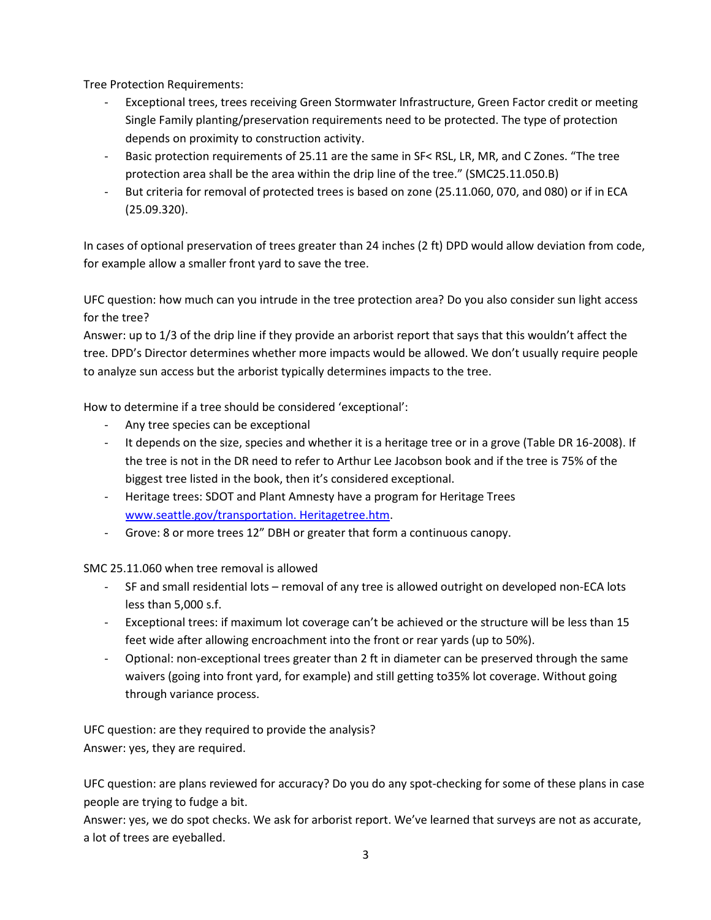Tree Protection Requirements:

- Exceptional trees, trees receiving Green Stormwater Infrastructure, Green Factor credit or meeting Single Family planting/preservation requirements need to be protected. The type of protection depends on proximity to construction activity.
- Basic protection requirements of 25.11 are the same in SF< RSL, LR, MR, and C Zones. "The tree protection area shall be the area within the drip line of the tree." (SMC25.11.050.B)
- But criteria for removal of protected trees is based on zone (25.11.060, 070, and 080) or if in ECA (25.09.320).

In cases of optional preservation of trees greater than 24 inches (2 ft) DPD would allow deviation from code, for example allow a smaller front yard to save the tree.

UFC question: how much can you intrude in the tree protection area? Do you also consider sun light access for the tree?
Answer: up to 1/3 of the drip line if they provide an arborist report that says that this wouldn't affect the tree. DPD's Director determines whether more impacts would be allowed. We don't usually require people to analyze sun access but the arborist typically determines impacts to the tree.

How to determine if a tree should be considered 'exceptional':

- Any tree species can be exceptional
- It depends on the size, species and whether it is a heritage tree or in a grove (Table DR 16-2008). If the tree is not in the DR need to refer to Arthur Lee Jacobson book and if the tree is 75% of the biggest tree listed in the book, then it's considered exceptional.
- Heritage trees: SDOT and Plant Amnesty have a program for Heritage Trees www.seattle.gov/transportation. Heritagetree.htm.
- Grove: 8 or more trees 12" DBH or greater that form a continuous canopy.

SMC 25.11.060 when tree removal is allowed

- SF and small residential lots – removal of any tree is allowed outright on developed non-ECA lots less than 5,000 s.f.
- Exceptional trees: if maximum lot coverage can't be achieved or the structure will be less than 15 feet wide after allowing encroachment into the front or rear yards (up to 50%).
- Optional: non-exceptional trees greater than 2 ft in diameter can be preserved through the same waivers (going into front yard, for example) and still getting to35% lot coverage. Without going through variance process.

UFC question: are they required to provide the analysis?
Answer: yes, they are required.

UFC question: are plans reviewed for accuracy? Do you do any spot-checking for some of these plans in case people are trying to fudge a bit.
Answer: yes, we do spot checks. We ask for arborist report. We've learned that surveys are not as accurate, a lot of trees are eyeballed.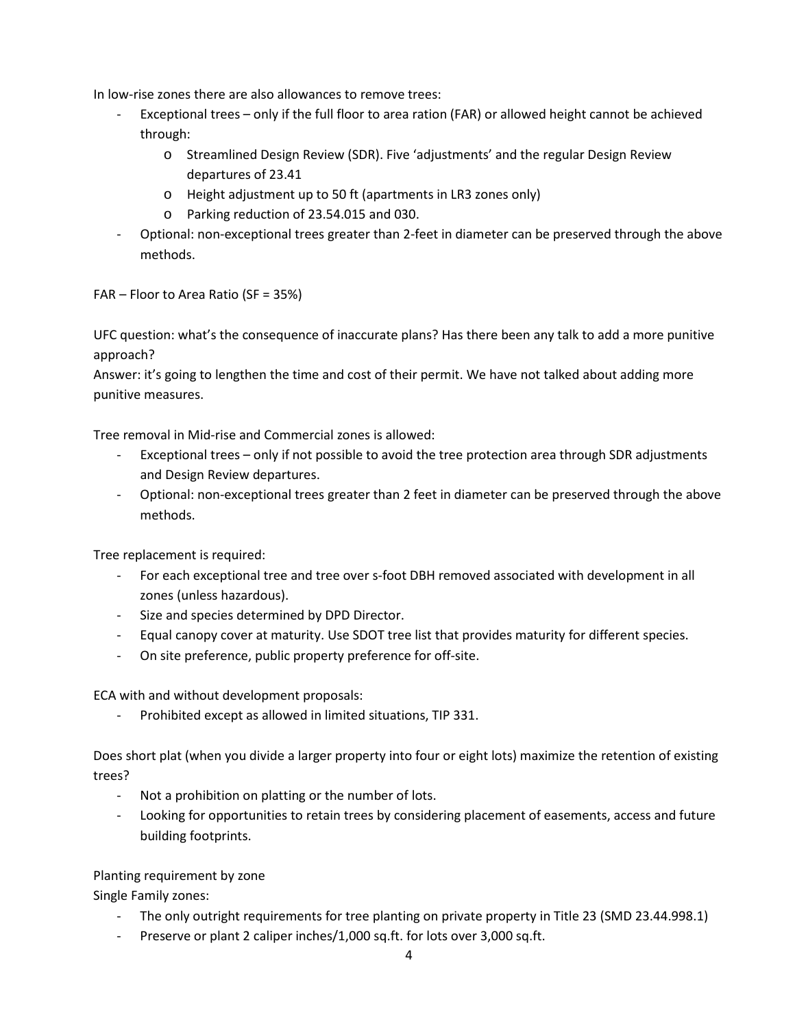In low-rise zones there are also allowances to remove trees:

- Exceptional trees – only if the full floor to area ration (FAR) or allowed height cannot be achieved through:
    - Streamlined Design Review (SDR). Five 'adjustments' and the regular Design Review departures of 23.41
    - Height adjustment up to 50 ft (apartments in LR3 zones only)
    - Parking reduction of 23.54.015 and 030.
- Optional: non-exceptional trees greater than 2-feet in diameter can be preserved through the above methods.

FAR – Floor to Area Ratio (SF = 35%)

UFC question: what's the consequence of inaccurate plans? Has there been any talk to add a more punitive approach?
Answer: it's going to lengthen the time and cost of their permit. We have not talked about adding more punitive measures.

Tree removal in Mid-rise and Commercial zones is allowed:

- Exceptional trees – only if not possible to avoid the tree protection area through SDR adjustments and Design Review departures.
- Optional: non-exceptional trees greater than 2 feet in diameter can be preserved through the above methods.

Tree replacement is required:

- For each exceptional tree and tree over s-foot DBH removed associated with development in all zones (unless hazardous).
- Size and species determined by DPD Director.
- Equal canopy cover at maturity. Use SDOT tree list that provides maturity for different species.
- On site preference, public property preference for off-site.

ECA with and without development proposals:

- Prohibited except as allowed in limited situations, TIP 331.

Does short plat (when you divide a larger property into four or eight lots) maximize the retention of existing trees?

- Not a prohibition on platting or the number of lots.
- Looking for opportunities to retain trees by considering placement of easements, access and future building footprints.

Planting requirement by zone
Single Family zones:

- The only outright requirements for tree planting on private property in Title 23 (SMD 23.44.998.1)
- Preserve or plant 2 caliper inches/1,000 sq.ft. for lots over 3,000 sq.ft.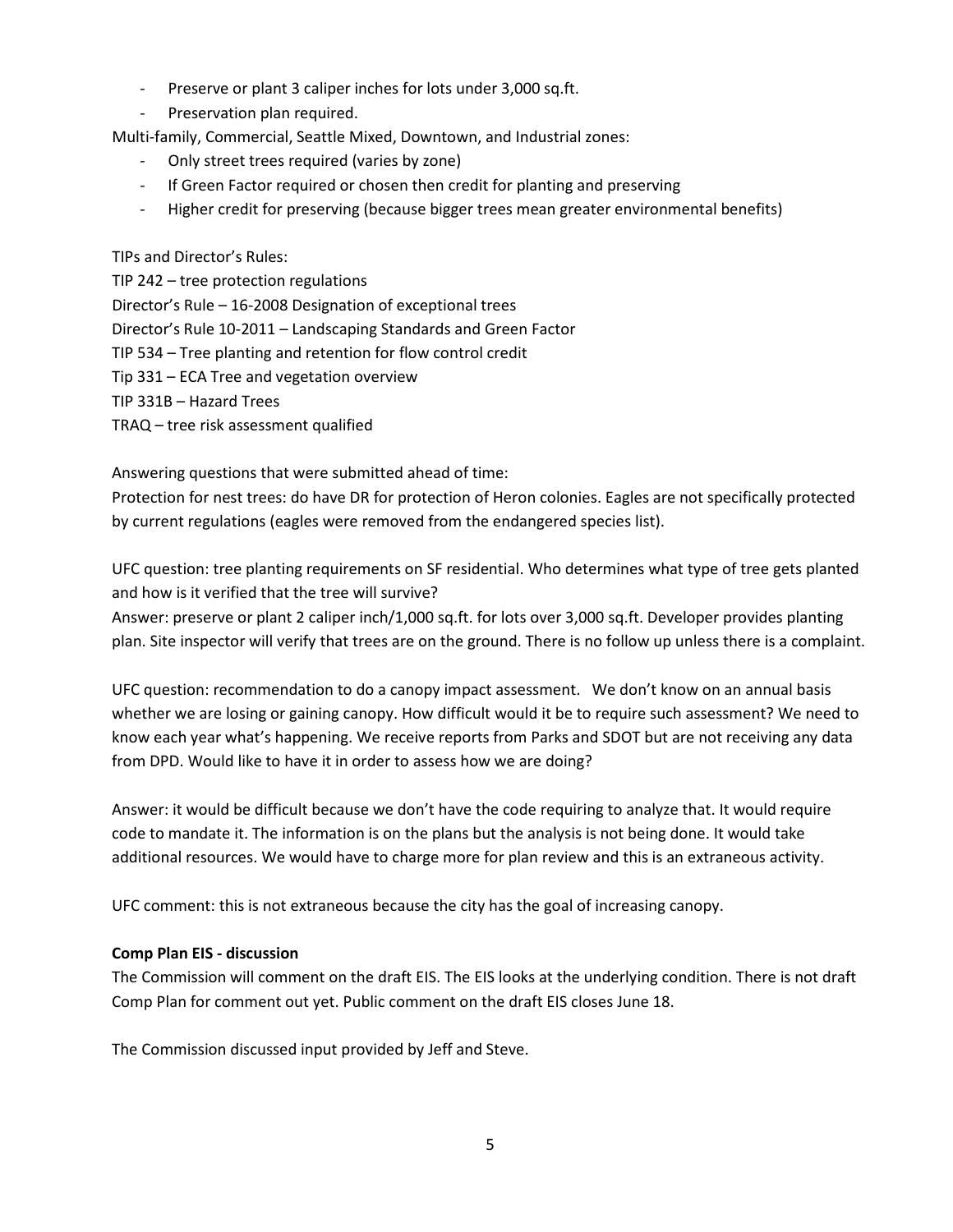- Preserve or plant 3 caliper inches for lots under 3,000 sq.ft.
- Preservation plan required.

Multi-family, Commercial, Seattle Mixed, Downtown, and Industrial zones:

- Only street trees required (varies by zone)
- If Green Factor required or chosen then credit for planting and preserving
- Higher credit for preserving (because bigger trees mean greater environmental benefits)

TIPs and Director's Rules:
TIP 242 – tree protection regulations
Director's Rule – 16-2008 Designation of exceptional trees
Director's Rule 10-2011 – Landscaping Standards and Green Factor
TIP 534 – Tree planting and retention for flow control credit
Tip 331 – ECA Tree and vegetation overview
TIP 331B – Hazard Trees
TRAQ – tree risk assessment qualified

Answering questions that were submitted ahead of time:
Protection for nest trees: do have DR for protection of Heron colonies. Eagles are not specifically protected by current regulations (eagles were removed from the endangered species list).

UFC question: tree planting requirements on SF residential. Who determines what type of tree gets planted and how is it verified that the tree will survive?
Answer: preserve or plant 2 caliper inch/1,000 sq.ft. for lots over 3,000 sq.ft. Developer provides planting plan. Site inspector will verify that trees are on the ground. There is no follow up unless there is a complaint.

UFC question: recommendation to do a canopy impact assessment. We don't know on an annual basis whether we are losing or gaining canopy. How difficult would it be to require such assessment? We need to know each year what's happening. We receive reports from Parks and SDOT but are not receiving any data from DPD. Would like to have it in order to assess how we are doing?

Answer: it would be difficult because we don't have the code requiring to analyze that. It would require code to mandate it. The information is on the plans but the analysis is not being done. It would take additional resources. We would have to charge more for plan review and this is an extraneous activity.

UFC comment: this is not extraneous because the city has the goal of increasing canopy.

**Comp Plan EIS - discussion**

The Commission will comment on the draft EIS. The EIS looks at the underlying condition. There is not draft Comp Plan for comment out yet. Public comment on the draft EIS closes June 18.

The Commission discussed input provided by Jeff and Steve.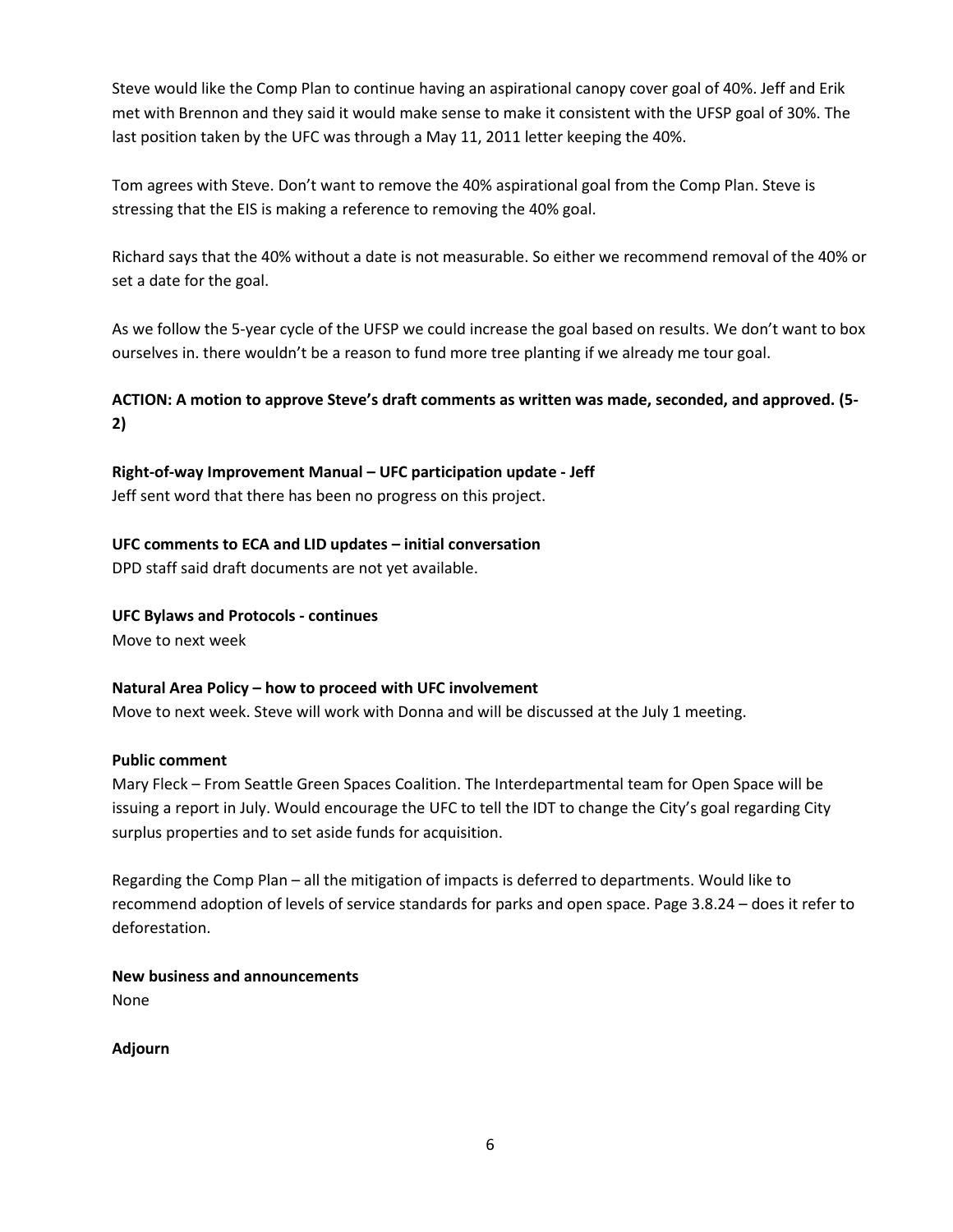Steve would like the Comp Plan to continue having an aspirational canopy cover goal of 40%. Jeff and Erik met with Brennon and they said it would make sense to make it consistent with the UFSP goal of 30%. The last position taken by the UFC was through a May 11, 2011 letter keeping the 40%.

Tom agrees with Steve. Don't want to remove the 40% aspirational goal from the Comp Plan. Steve is stressing that the EIS is making a reference to removing the 40% goal.

Richard says that the 40% without a date is not measurable. So either we recommend removal of the 40% or set a date for the goal.

As we follow the 5-year cycle of the UFSP we could increase the goal based on results. We don't want to box ourselves in. there wouldn't be a reason to fund more tree planting if we already me tour goal.

**ACTION: A motion to approve Steve's draft comments as written was made, seconded, and approved. (5-2)**

**Right-of-way Improvement Manual – UFC participation update - Jeff**
Jeff sent word that there has been no progress on this project.

**UFC comments to ECA and LID updates – initial conversation**
DPD staff said draft documents are not yet available.

**UFC Bylaws and Protocols - continues**
Move to next week

**Natural Area Policy – how to proceed with UFC involvement**
Move to next week. Steve will work with Donna and will be discussed at the July 1 meeting.

**Public comment**
Mary Fleck – From Seattle Green Spaces Coalition. The Interdepartmental team for Open Space will be issuing a report in July. Would encourage the UFC to tell the IDT to change the City's goal regarding City surplus properties and to set aside funds for acquisition.

Regarding the Comp Plan – all the mitigation of impacts is deferred to departments. Would like to recommend adoption of levels of service standards for parks and open space. Page 3.8.24 – does it refer to deforestation.

**New business and announcements**
None

**Adjourn**